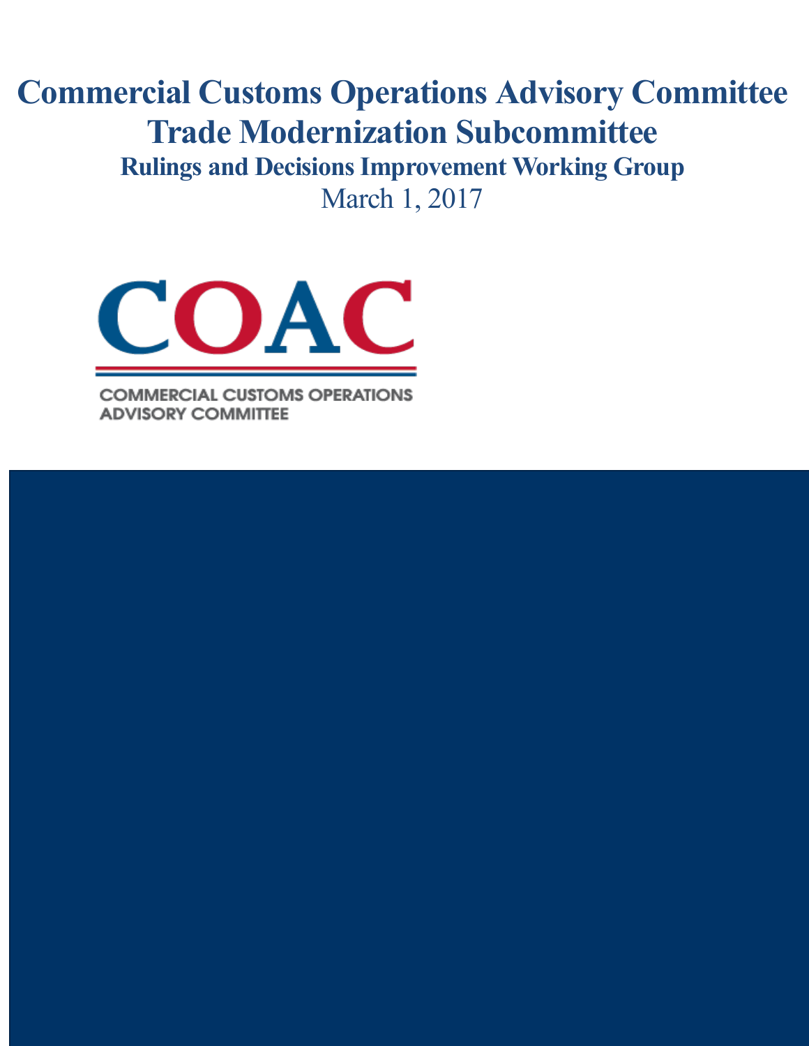# Commercial Customs Operations Advisory Committee

# Trade Modernization Subcommittee

## Rulings and Decisions Improvement Working Group

March 1, 2017

COAC

COMMERCIAL CUSTOMS OPERATIONS ADVISORY COMMITTEE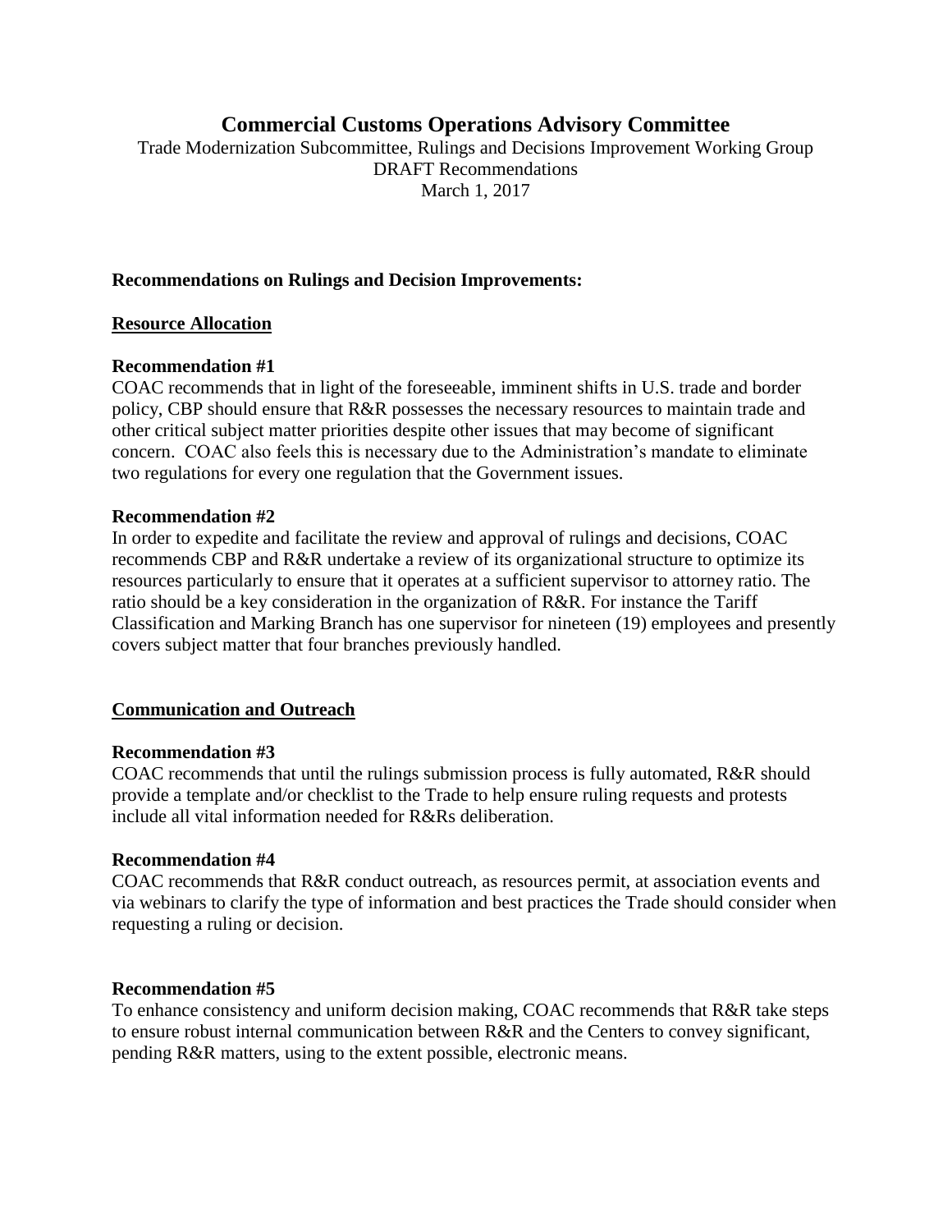# Commercial Customs Operations Advisory Committee

Trade Modernization Subcommittee, Rulings and Decisions Improvement Working Group
DRAFT Recommendations
March 1, 2017

**Recommendations on Rulings and Decision Improvements:**

**Resource Allocation**

**Recommendation #1**

COAC recommends that in light of the foreseeable, imminent shifts in U.S. trade and border policy, CBP should ensure that R&R possesses the necessary resources to maintain trade and other critical subject matter priorities despite other issues that may become of significant concern. COAC also feels this is necessary due to the Administration's mandate to eliminate two regulations for every one regulation that the Government issues.

**Recommendation #2**

In order to expedite and facilitate the review and approval of rulings and decisions, COAC recommends CBP and R&R undertake a review of its organizational structure to optimize its resources particularly to ensure that it operates at a sufficient supervisor to attorney ratio. The ratio should be a key consideration in the organization of R&R. For instance the Tariff Classification and Marking Branch has one supervisor for nineteen (19) employees and presently covers subject matter that four branches previously handled.

**Communication and Outreach**

**Recommendation #3**

COAC recommends that until the rulings submission process is fully automated, R&R should provide a template and/or checklist to the Trade to help ensure ruling requests and protests include all vital information needed for R&Rs deliberation.

**Recommendation #4**

COAC recommends that R&R conduct outreach, as resources permit, at association events and via webinars to clarify the type of information and best practices the Trade should consider when requesting a ruling or decision.

**Recommendation #5**

To enhance consistency and uniform decision making, COAC recommends that R&R take steps to ensure robust internal communication between R&R and the Centers to convey significant, pending R&R matters, using to the extent possible, electronic means.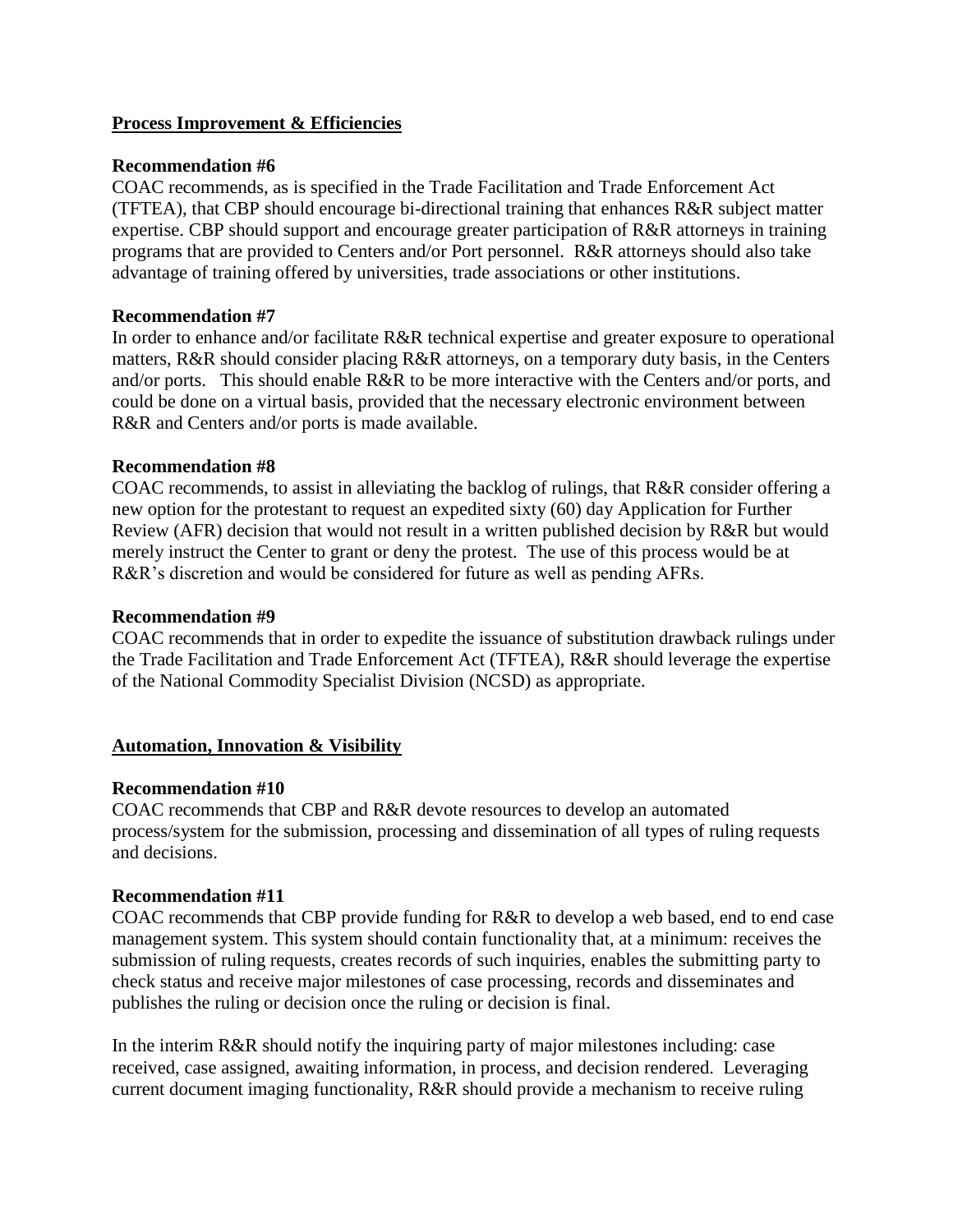## Process Improvement & Efficiencies

### Recommendation #6

COAC recommends, as is specified in the Trade Facilitation and Trade Enforcement Act (TFTEA), that CBP should encourage bi-directional training that enhances R&R subject matter expertise. CBP should support and encourage greater participation of R&R attorneys in training programs that are provided to Centers and/or Port personnel. R&R attorneys should also take advantage of training offered by universities, trade associations or other institutions.

### Recommendation #7

In order to enhance and/or facilitate R&R technical expertise and greater exposure to operational matters, R&R should consider placing R&R attorneys, on a temporary duty basis, in the Centers and/or ports. This should enable R&R to be more interactive with the Centers and/or ports, and could be done on a virtual basis, provided that the necessary electronic environment between R&R and Centers and/or ports is made available.

### Recommendation #8

COAC recommends, to assist in alleviating the backlog of rulings, that R&R consider offering a new option for the protestant to request an expedited sixty (60) day Application for Further Review (AFR) decision that would not result in a written published decision by R&R but would merely instruct the Center to grant or deny the protest. The use of this process would be at R&R's discretion and would be considered for future as well as pending AFRs.

### Recommendation #9

COAC recommends that in order to expedite the issuance of substitution drawback rulings under the Trade Facilitation and Trade Enforcement Act (TFTEA), R&R should leverage the expertise of the National Commodity Specialist Division (NCSD) as appropriate.

## Automation, Innovation & Visibility

### Recommendation #10

COAC recommends that CBP and R&R devote resources to develop an automated process/system for the submission, processing and dissemination of all types of ruling requests and decisions.

### Recommendation #11

COAC recommends that CBP provide funding for R&R to develop a web based, end to end case management system. This system should contain functionality that, at a minimum: receives the submission of ruling requests, creates records of such inquiries, enables the submitting party to check status and receive major milestones of case processing, records and disseminates and publishes the ruling or decision once the ruling or decision is final.

In the interim R&R should notify the inquiring party of major milestones including: case received, case assigned, awaiting information, in process, and decision rendered. Leveraging current document imaging functionality, R&R should provide a mechanism to receive ruling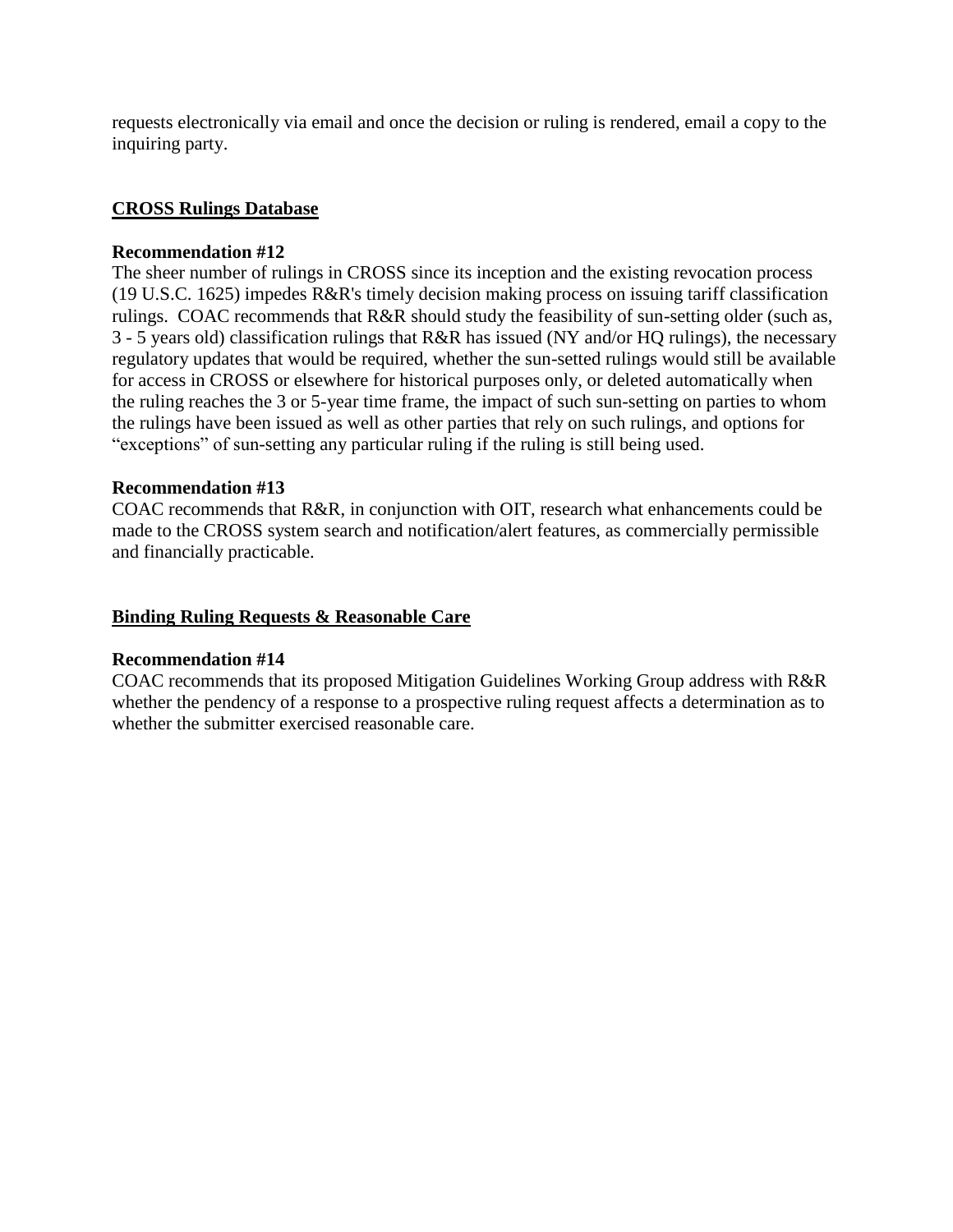requests electronically via email and once the decision or ruling is rendered, email a copy to the inquiring party.

## CROSS Rulings Database

**Recommendation #12**

The sheer number of rulings in CROSS since its inception and the existing revocation process (19 U.S.C. 1625) impedes R&R's timely decision making process on issuing tariff classification rulings. COAC recommends that R&R should study the feasibility of sun-setting older (such as, 3 - 5 years old) classification rulings that R&R has issued (NY and/or HQ rulings), the necessary regulatory updates that would be required, whether the sun-setted rulings would still be available for access in CROSS or elsewhere for historical purposes only, or deleted automatically when the ruling reaches the 3 or 5-year time frame, the impact of such sun-setting on parties to whom the rulings have been issued as well as other parties that rely on such rulings, and options for "exceptions" of sun-setting any particular ruling if the ruling is still being used.

**Recommendation #13**

COAC recommends that R&R, in conjunction with OIT, research what enhancements could be made to the CROSS system search and notification/alert features, as commercially permissible and financially practicable.

## Binding Ruling Requests & Reasonable Care

**Recommendation #14**

COAC recommends that its proposed Mitigation Guidelines Working Group address with R&R whether the pendency of a response to a prospective ruling request affects a determination as to whether the submitter exercised reasonable care.